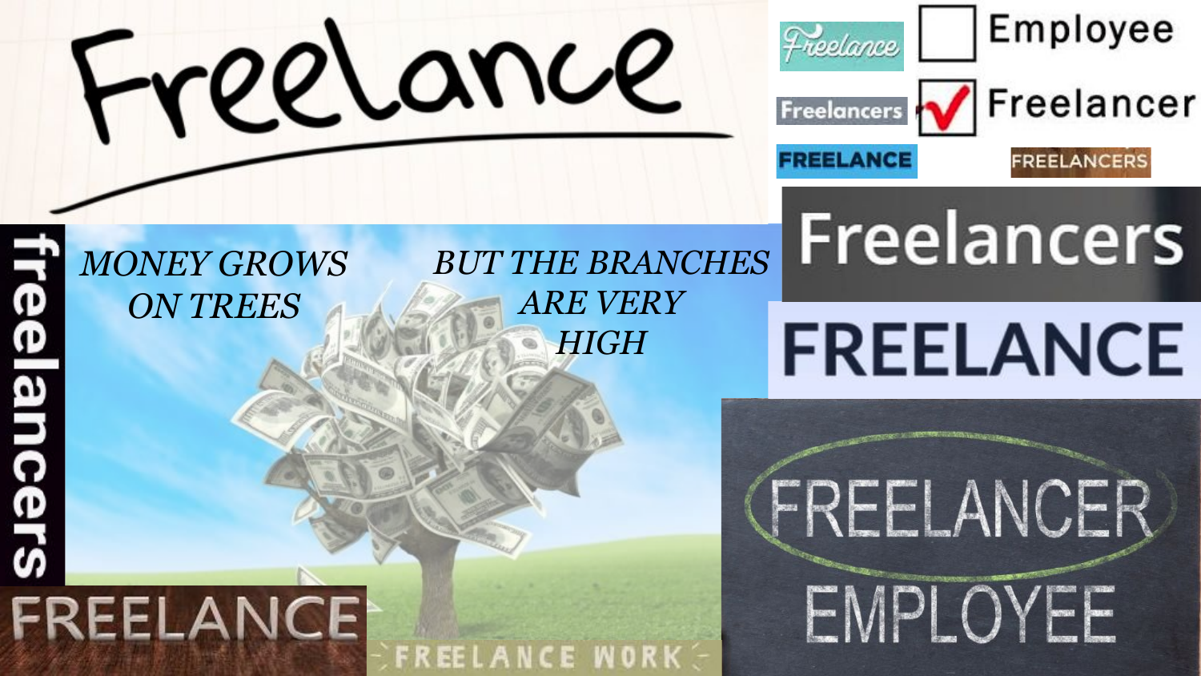# Freelance

Freelance

Employee

Freelancer

Freelancers

FREELANCE

FREELANCERS

Freelancers

FREELANCE

freelancers

*MONEY GROWS ON TREES*

*BUT THE BRANCHES ARE VERY HIGH*

FREELANCER

EMPLOYEE

FREELANCE

FREELANCE WORK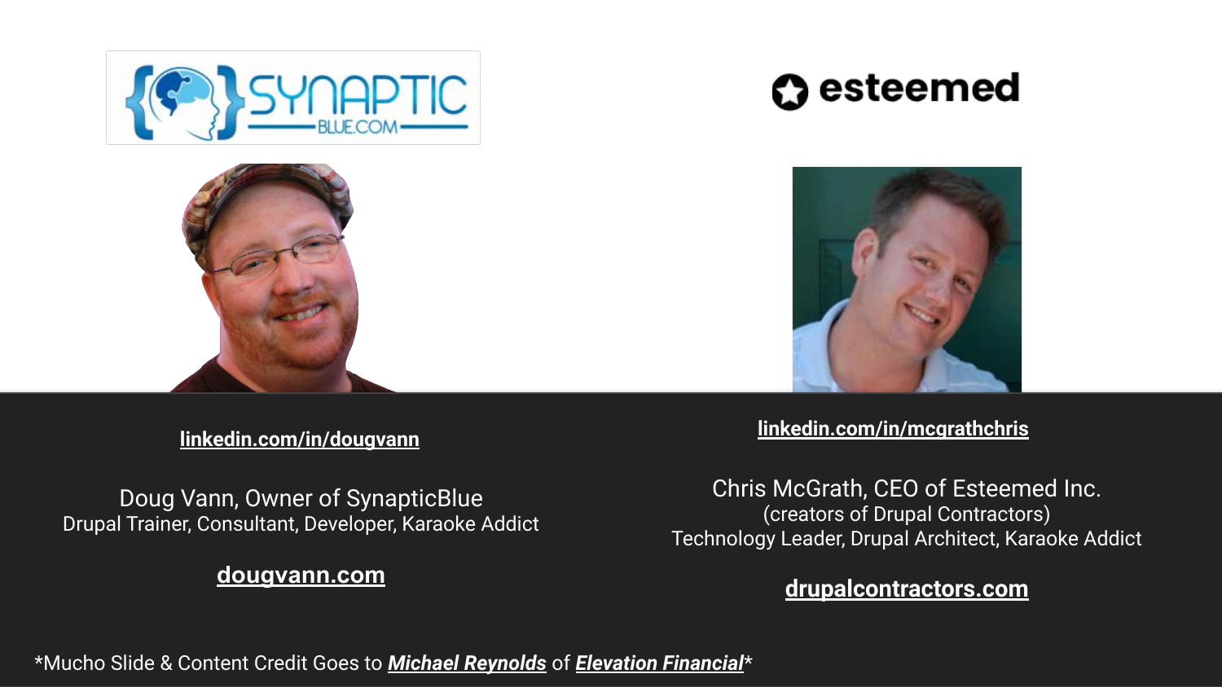SYNAPTIC BLUE.COM

esteemed

**linkedin.com/in/dougvann**

Doug Vann, Owner of SynapticBlue
Drupal Trainer, Consultant, Developer, Karaoke Addict

**dougvann.com**

**linkedin.com/in/mcgrathchris**

Chris McGrath, CEO of Esteemed Inc.
(creators of Drupal Contractors)
Technology Leader, Drupal Architect, Karaoke Addict

**drupalcontractors.com**

*Mucho Slide & Content Credit Goes to ***Michael Reynolds*** of ***Elevation Financial****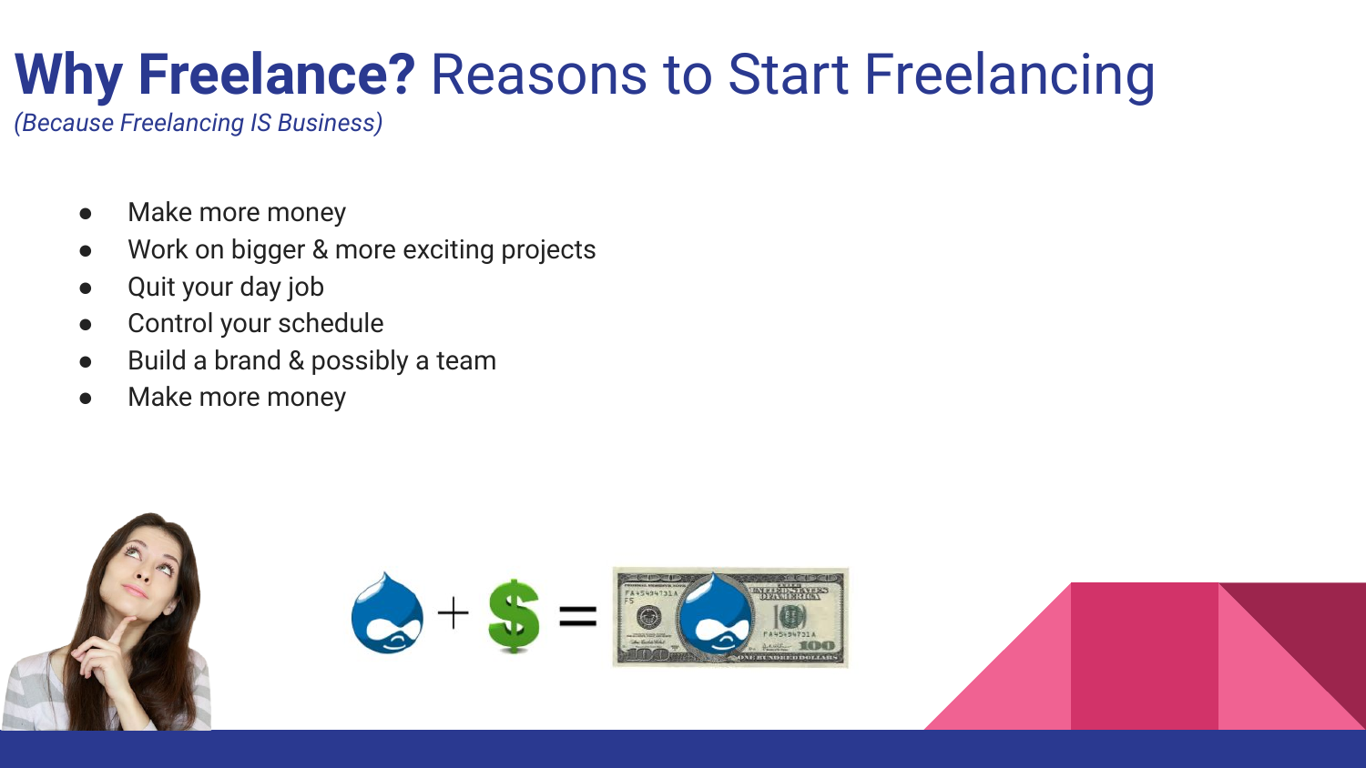# **Why Freelance?** Reasons to Start Freelancing

*(Because Freelancing IS Business)*

- Make more money
- Work on bigger & more exciting projects
- Quit your day job
- Control your schedule
- Build a brand & possibly a team
- Make more money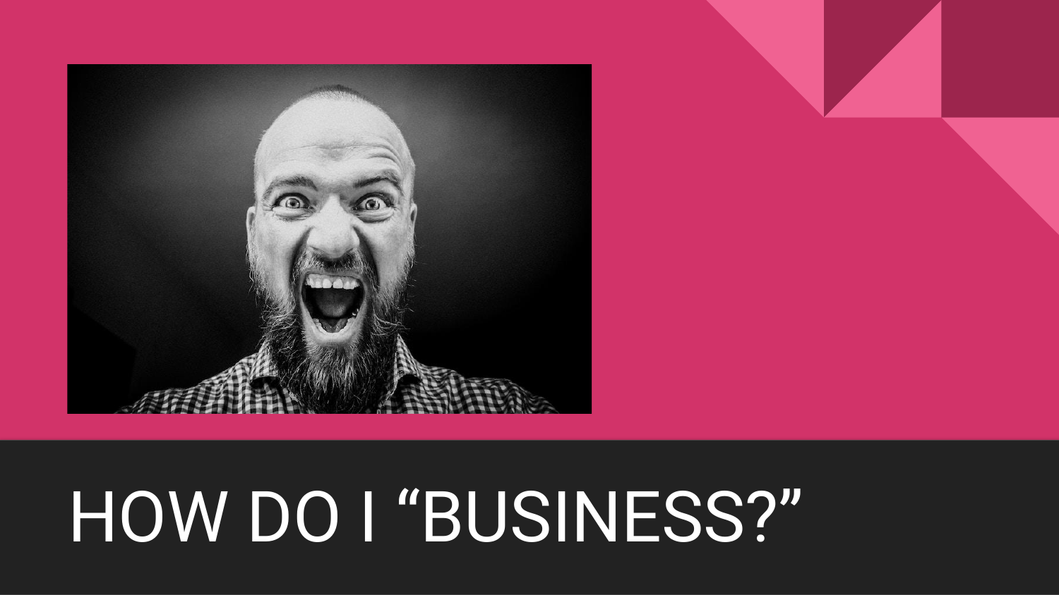# HOW DO I “BUSINESS?”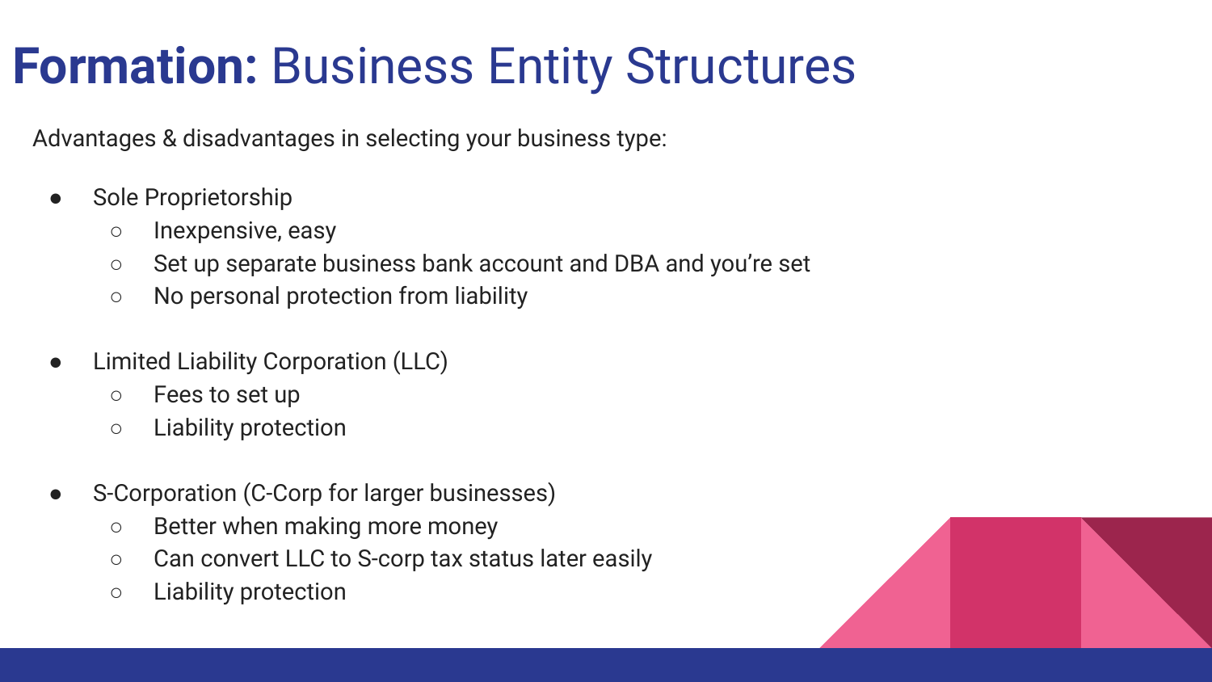# **Formation:** Business Entity Structures

Advantages & disadvantages in selecting your business type:

- Sole Proprietorship
  - Inexpensive, easy
  - Set up separate business bank account and DBA and you're set
  - No personal protection from liability

- Limited Liability Corporation (LLC)
  - Fees to set up
  - Liability protection

- S-Corporation (C-Corp for larger businesses)
  - Better when making more money
  - Can convert LLC to S-corp tax status later easily
  - Liability protection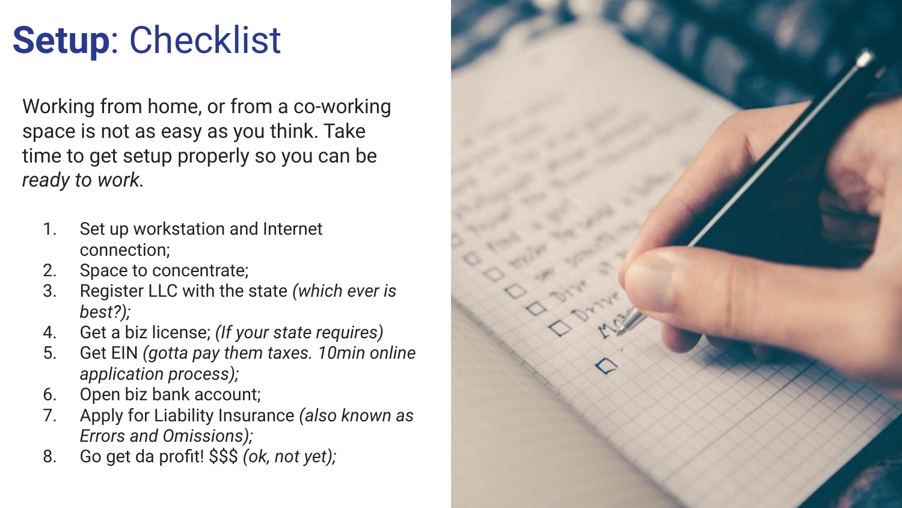# **Setup**: Checklist

Working from home, or from a co-working space is not as easy as you think. Take time to get setup properly so you can be *ready to work*.

1. Set up workstation and Internet connection;
2. Space to concentrate;
3. Register LLC with the state *(which ever is best?);*
4. Get a biz license; *(If your state requires)*
5. Get EIN *(gotta pay them taxes. 10min online application process);*
6. Open biz bank account;
7. Apply for Liability Insurance *(also known as Errors and Omissions);*
8. Go get da profit! $$$ *(ok, not yet);*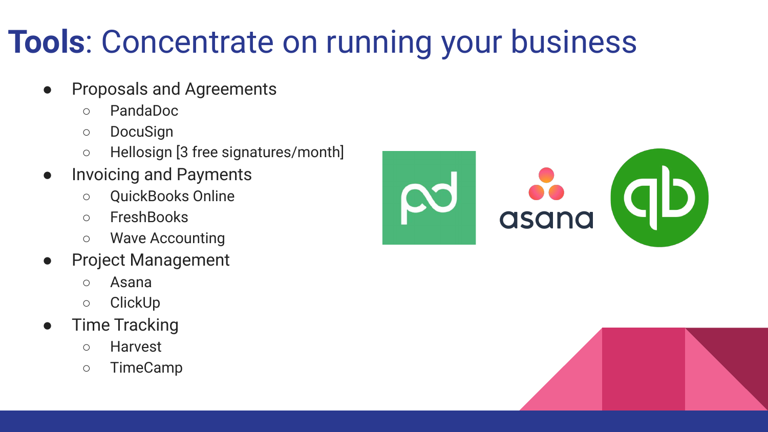# **Tools**: Concentrate on running your business

- Proposals and Agreements
  - PandaDoc
  - DocuSign
  - Hellosign [3 free signatures/month]
- Invoicing and Payments
  - QuickBooks Online
  - FreshBooks
  - Wave Accounting
- Project Management
  - Asana
  - ClickUp
- Time Tracking
  - Harvest
  - TimeCamp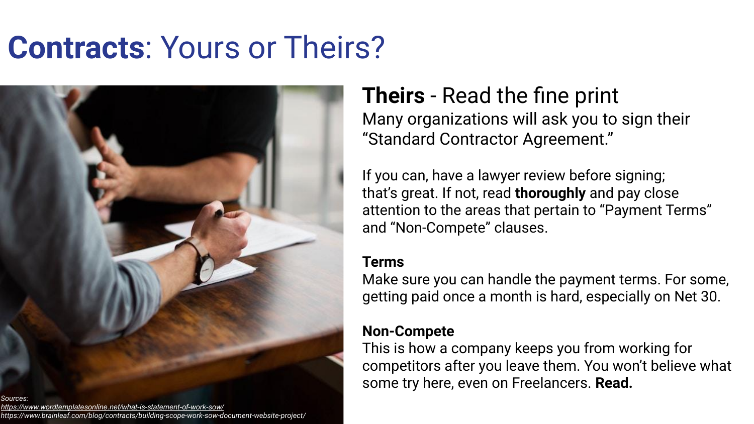# **Contracts**: Yours or Theirs?

## **Theirs** - Read the fine print

Many organizations will ask you to sign their "Standard Contractor Agreement."

If you can, have a lawyer review before signing; that's great. If not, read **thoroughly** and pay close attention to the areas that pertain to "Payment Terms" and "Non-Compete" clauses.

**Terms**

Make sure you can handle the payment terms. For some, getting paid once a month is hard, especially on Net 30.

**Non-Compete**

This is how a company keeps you from working for competitors after you leave them. You won't believe what some try here, even on Freelancers. **Read.**

*Sources:*
*https://www.wordtemplatesonline.net/what-is-statement-of-work-sow/*
*https://www.brainleaf.com/blog/contracts/building-scope-work-sow-document-website-project/*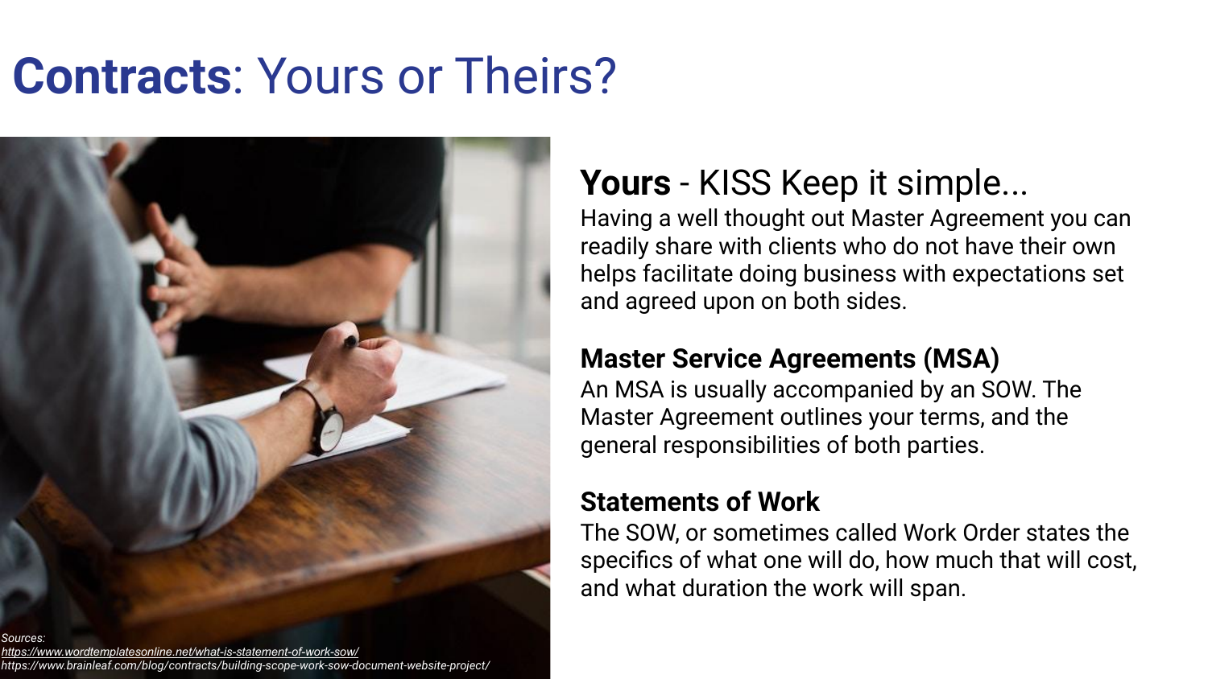# **Contracts**: Yours or Theirs?

## **Yours** - KISS Keep it simple...

Having a well thought out Master Agreement you can readily share with clients who do not have their own helps facilitate doing business with expectations set and agreed upon on both sides.

### Master Service Agreements (MSA)

An MSA is usually accompanied by an SOW. The Master Agreement outlines your terms, and the general responsibilities of both parties.

### Statements of Work

The SOW, or sometimes called Work Order states the specifics of what one will do, how much that will cost, and what duration the work will span.

*Sources:*
*https://www.wordtemplatesonline.net/what-is-statement-of-work-sow/*
*https://www.brainleaf.com/blog/contracts/building-scope-work-sow-document-website-project/*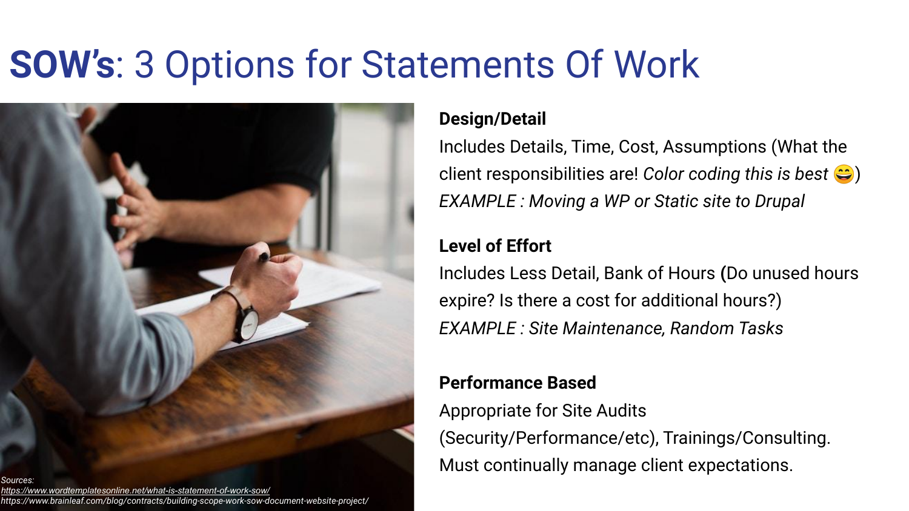# **SOW's**: 3 Options for Statements Of Work

**Design/Detail**

Includes Details, Time, Cost, Assumptions (What the client responsibilities are! *Color coding this is best* 😄)

*EXAMPLE : Moving a WP or Static site to Drupal*

**Level of Effort**

Includes Less Detail, Bank of Hours **(**Do unused hours expire? Is there a cost for additional hours?)

*EXAMPLE : Site Maintenance, Random Tasks*

**Performance Based**

Appropriate for Site Audits (Security/Performance/etc), Trainings/Consulting. Must continually manage client expectations.

*Sources:*
*https://www.wordtemplatesonline.net/what-is-statement-of-work-sow/*
*https://www.brainleaf.com/blog/contracts/building-scope-work-sow-document-website-project/*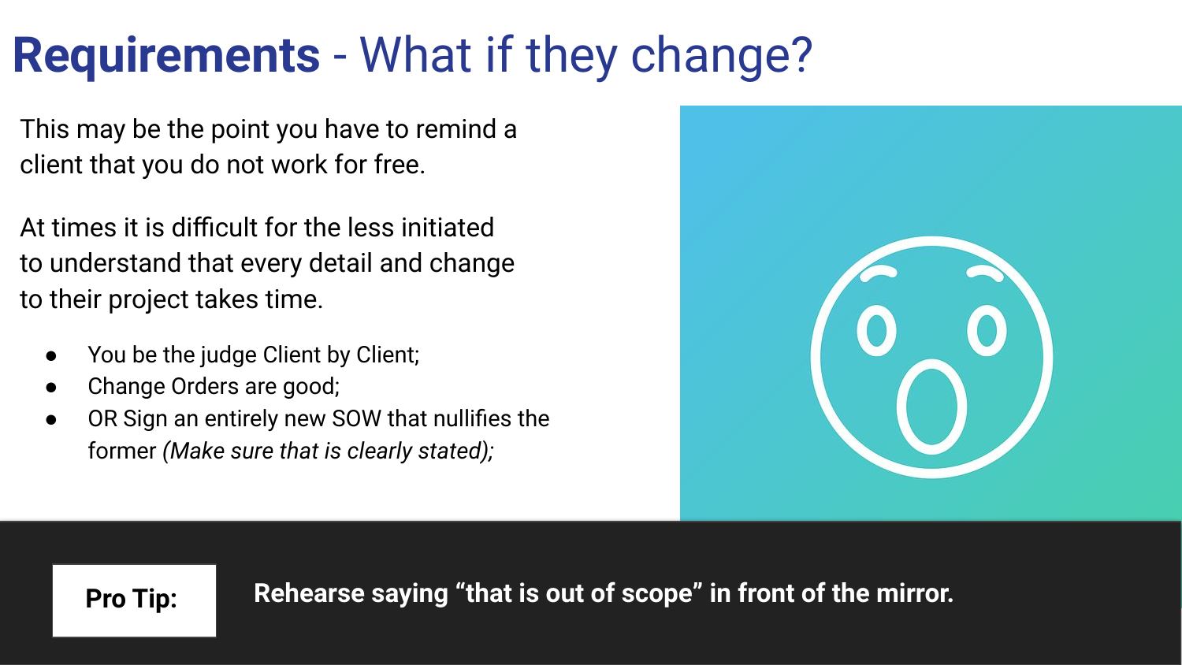# **Requirements** - What if they change?

This may be the point you have to remind a client that you do not work for free.

At times it is difficult for the less initiated to understand that every detail and change to their project takes time.

- You be the judge Client by Client;
- Change Orders are good;
- OR Sign an entirely new SOW that nullifies the former *(Make sure that is clearly stated);*

**Pro Tip:** **Rehearse saying "that is out of scope" in front of the mirror.**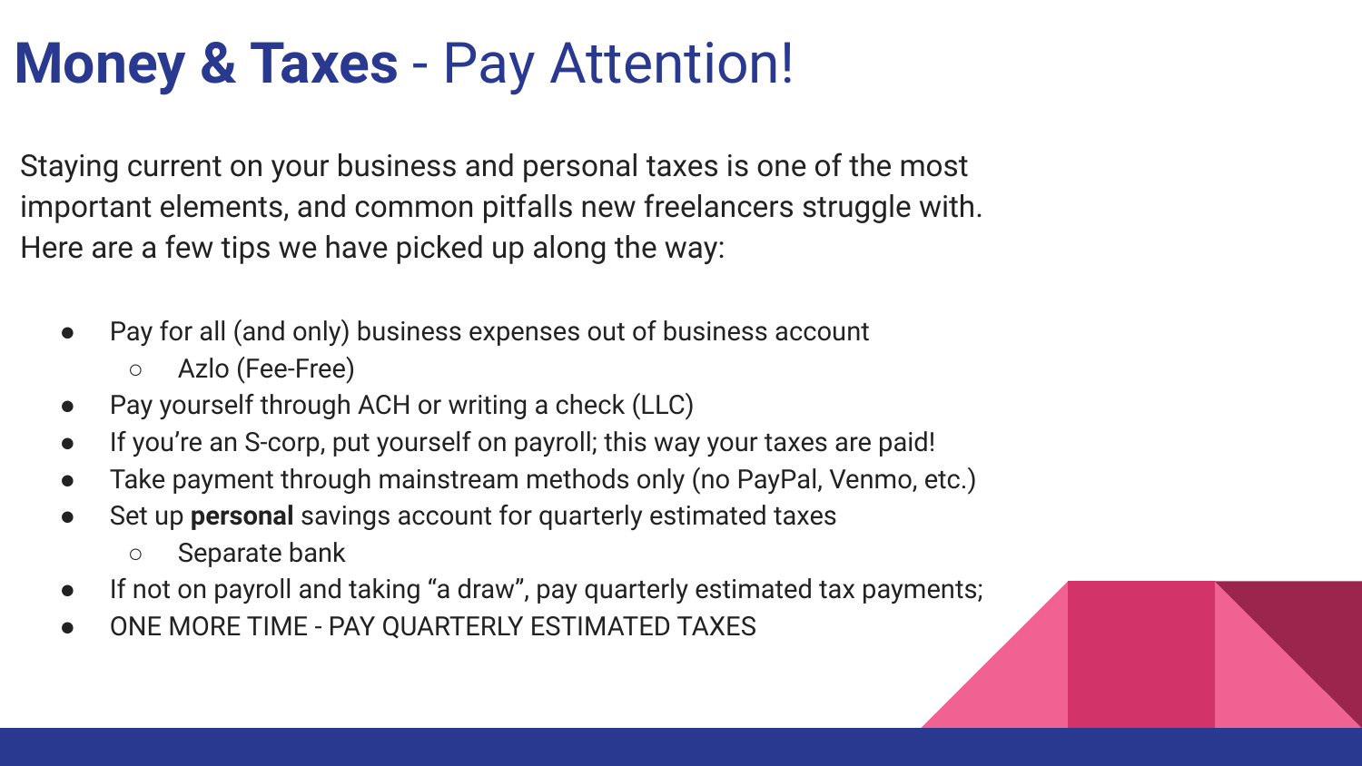# **Money & Taxes** - Pay Attention!

Staying current on your business and personal taxes is one of the most important elements, and common pitfalls new freelancers struggle with. Here are a few tips we have picked up along the way:

- Pay for all (and only) business expenses out of business account
  - Azlo (Fee-Free)
- Pay yourself through ACH or writing a check (LLC)
- If you're an S-corp, put yourself on payroll; this way your taxes are paid!
- Take payment through mainstream methods only (no PayPal, Venmo, etc.)
- Set up **personal** savings account for quarterly estimated taxes
  - Separate bank
- If not on payroll and taking "a draw", pay quarterly estimated tax payments;
- ONE MORE TIME - PAY QUARTERLY ESTIMATED TAXES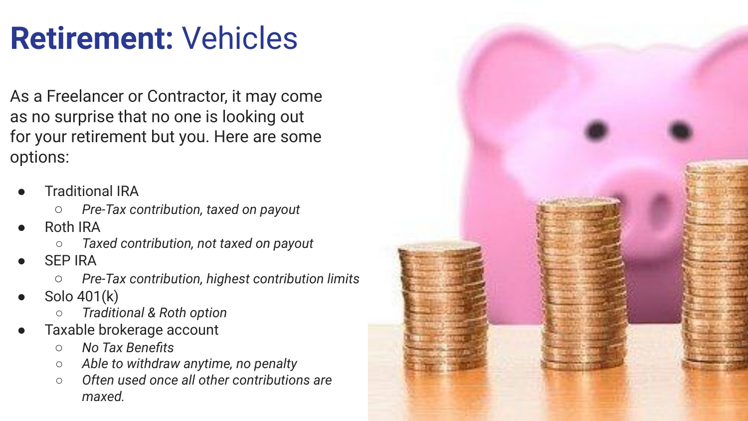# **Retirement:** Vehicles

As a Freelancer or Contractor, it may come as no surprise that no one is looking out for your retirement but you. Here are some options:

- Traditional IRA
  - *Pre-Tax contribution, taxed on payout*
- Roth IRA
  - *Taxed contribution, not taxed on payout*
- SEP IRA
  - *Pre-Tax contribution, highest contribution limits*
- Solo 401(k)
  - *Traditional & Roth option*
- Taxable brokerage account
  - *No Tax Benefits*
  - *Able to withdraw anytime, no penalty*
  - *Often used once all other contributions are maxed.*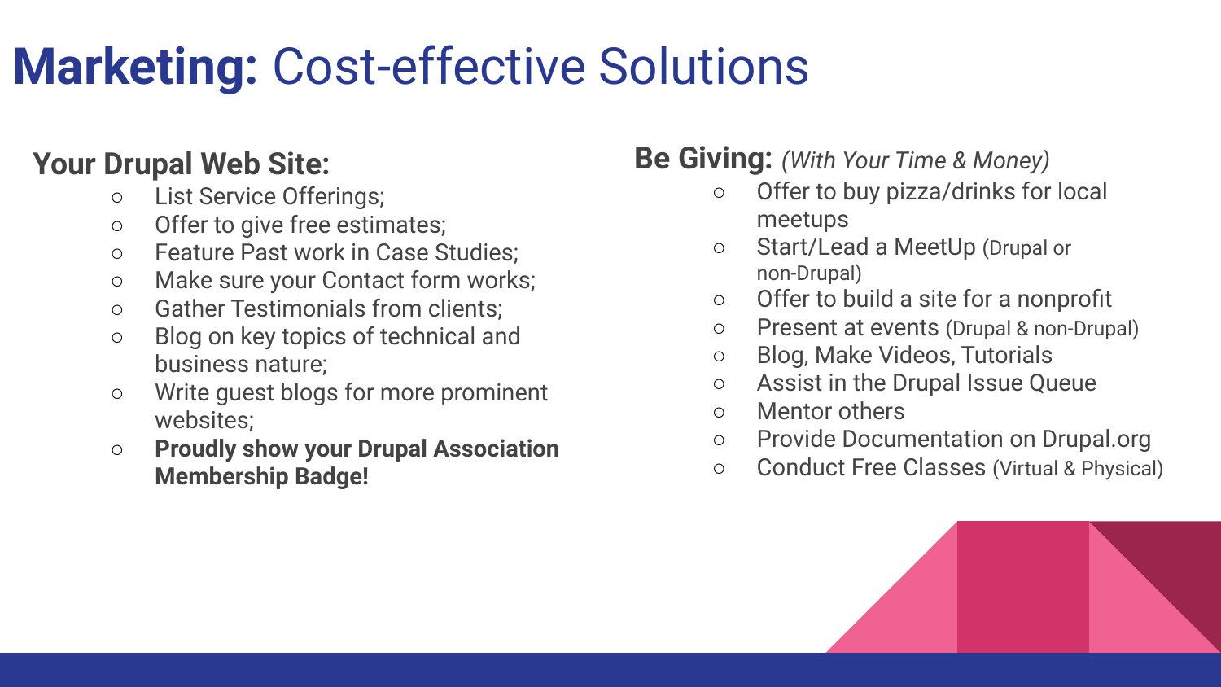# **Marketing:** Cost-effective Solutions

## Your Drupal Web Site:

- List Service Offerings;
- Offer to give free estimates;
- Feature Past work in Case Studies;
- Make sure your Contact form works;
- Gather Testimonials from clients;
- Blog on key topics of technical and business nature;
- Write guest blogs for more prominent websites;
- **Proudly show your Drupal Association Membership Badge!**

## Be Giving: *(With Your Time & Money)*

- Offer to buy pizza/drinks for local meetups
- Start/Lead a MeetUp (Drupal or non-Drupal)
- Offer to build a site for a nonprofit
- Present at events (Drupal & non-Drupal)
- Blog, Make Videos, Tutorials
- Assist in the Drupal Issue Queue
- Mentor others
- Provide Documentation on Drupal.org
- Conduct Free Classes (Virtual & Physical)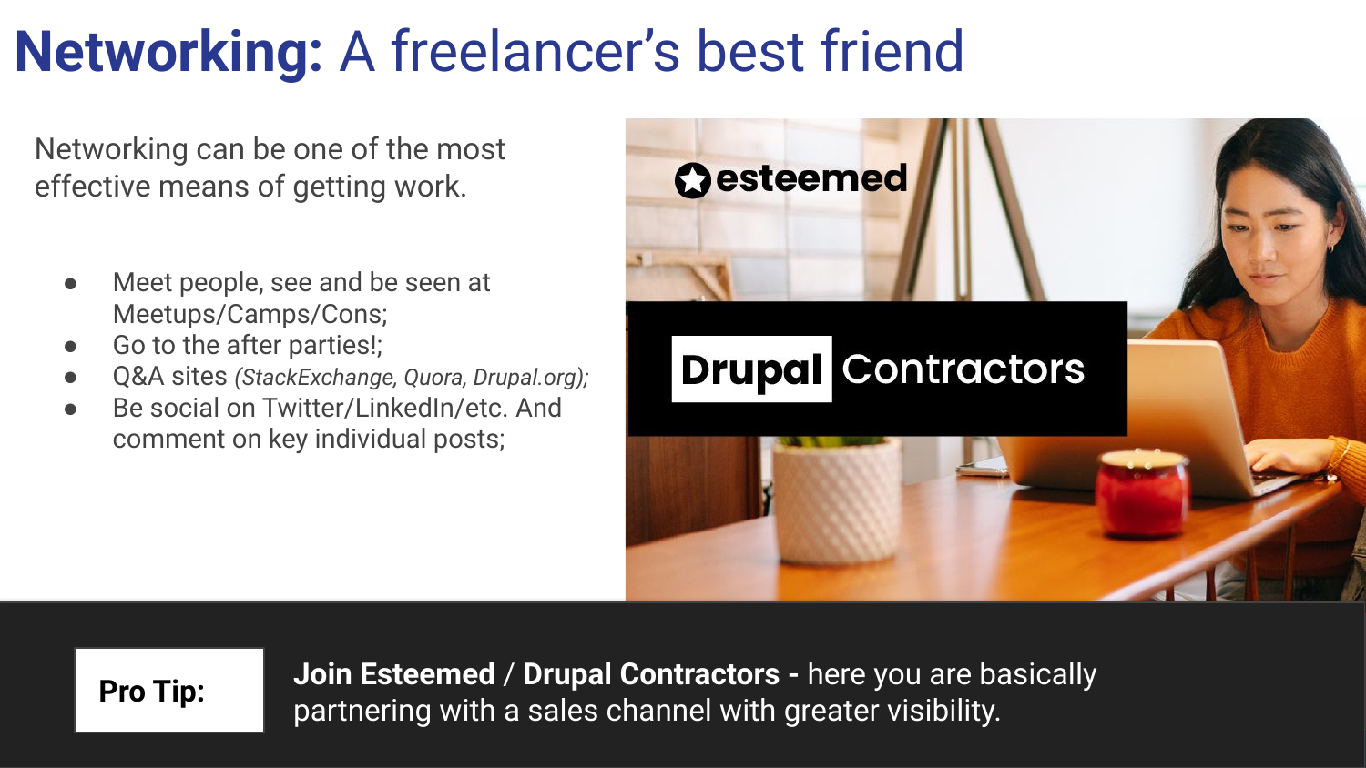# **Networking:** A freelancer's best friend

Networking can be one of the most effective means of getting work.

- Meet people, see and be seen at Meetups/Camps/Cons;
- Go to the after parties!;
- Q&A sites *(StackExchange, Quora, Drupal.org);*
- Be social on Twitter/LinkedIn/etc. And comment on key individual posts;

esteemed

Drupal Contractors

**Pro Tip:**

**Join Esteemed** / **Drupal Contractors -** here you are basically partnering with a sales channel with greater visibility.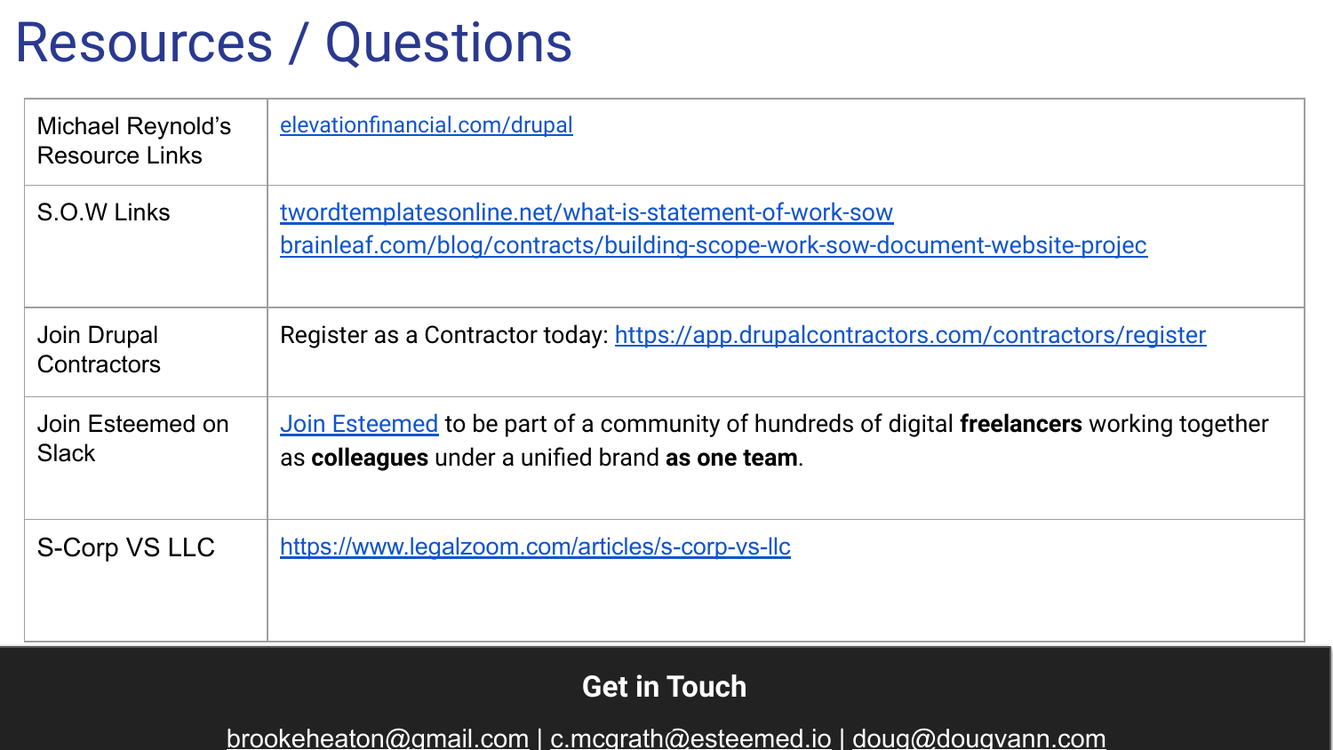# Resources / Questions

| | |
|---|---|
| Michael Reynold's Resource Links | elevationfinancial.com/drupal |
| S.O.W Links | twordtemplatesonline.net/what-is-statement-of-work-sow<br>brainleaf.com/blog/contracts/building-scope-work-sow-document-website-projec |
| Join Drupal Contractors | Register as a Contractor today: https://app.drupalcontractors.com/contractors/register |
| Join Esteemed on Slack | Join Esteemed to be part of a community of hundreds of digital **freelancers** working together as **colleagues** under a unified brand **as one team**. |
| S-Corp VS LLC | https://www.legalzoom.com/articles/s-corp-vs-llc |

**Get in Touch**

brookeheaton@gmail.com | c.mcgrath@esteemed.io | doug@dougvann.com